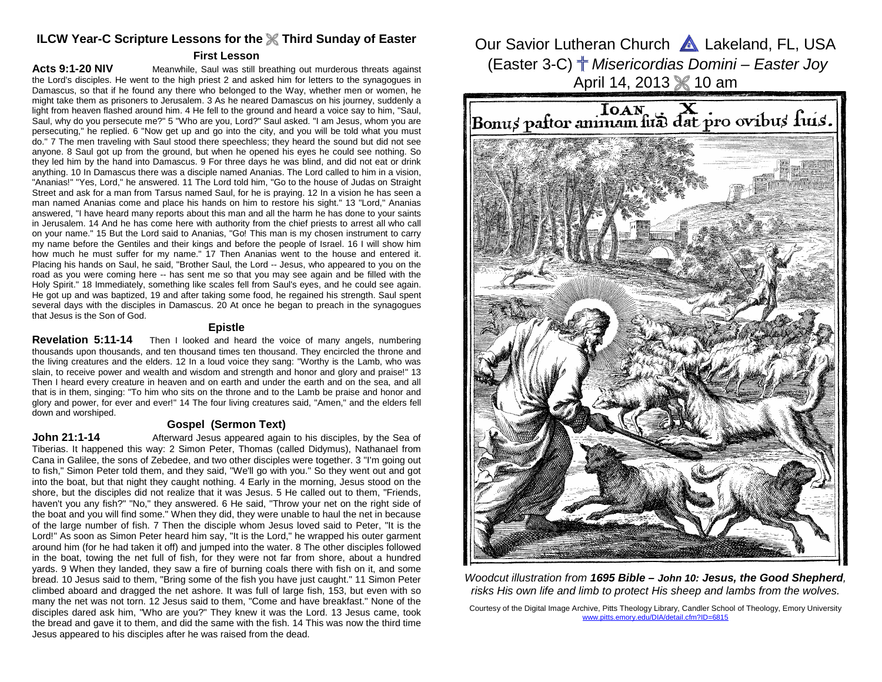## ILCW Year-C Scripture Lessons for the ⚔ Third Sunday of Easter

### First Lesson

**Acts 9:1-20 NIV** Meanwhile, Saul was still breathing out murderous threats against the Lord's disciples. He went to the high priest 2 and asked him for letters to the synagogues in Damascus, so that if he found any there who belonged to the Way, whether men or women, he might take them as prisoners to Jerusalem. 3 As he neared Damascus on his journey, suddenly a light from heaven flashed around him. 4 He fell to the ground and heard a voice say to him, "Saul, Saul, why do you persecute me?" 5 "Who are you, Lord?" Saul asked. "I am Jesus, whom you are persecuting," he replied. 6 "Now get up and go into the city, and you will be told what you must do." 7 The men traveling with Saul stood there speechless; they heard the sound but did not see anyone. 8 Saul got up from the ground, but when he opened his eyes he could see nothing. So they led him by the hand into Damascus. 9 For three days he was blind, and did not eat or drink anything. 10 In Damascus there was a disciple named Ananias. The Lord called to him in a vision, "Ananias!" "Yes, Lord," he answered. 11 The Lord told him, "Go to the house of Judas on Straight Street and ask for a man from Tarsus named Saul, for he is praying. 12 In a vision he has seen a man named Ananias come and place his hands on him to restore his sight." 13 "Lord," Ananias answered, "I have heard many reports about this man and all the harm he has done to your saints in Jerusalem. 14 And he has come here with authority from the chief priests to arrest all who call on your name." 15 But the Lord said to Ananias, "Go! This man is my chosen instrument to carry my name before the Gentiles and their kings and before the people of Israel. 16 I will show him how much he must suffer for my name." 17 Then Ananias went to the house and entered it. Placing his hands on Saul, he said, "Brother Saul, the Lord -- Jesus, who appeared to you on the road as you were coming here -- has sent me so that you may see again and be filled with the Holy Spirit." 18 Immediately, something like scales fell from Saul's eyes, and he could see again. He got up and was baptized, 19 and after taking some food, he regained his strength. Saul spent several days with the disciples in Damascus. 20 At once he began to preach in the synagogues that Jesus is the Son of God.

### Epistle

**Revelation 5:11-14** Then I looked and heard the voice of many angels, numbering thousands upon thousands, and ten thousand times ten thousand. They encircled the throne and the living creatures and the elders. 12 In a loud voice they sang: "Worthy is the Lamb, who was slain, to receive power and wealth and wisdom and strength and honor and glory and praise!" 13 Then I heard every creature in heaven and on earth and under the earth and on the sea, and all that is in them, singing: "To him who sits on the throne and to the Lamb be praise and honor and glory and power, for ever and ever!" 14 The four living creatures said, "Amen," and the elders fell down and worshiped.

### Gospel (Sermon Text)

**John 21:1-14** Afterward Jesus appeared again to his disciples, by the Sea of Tiberias. It happened this way: 2 Simon Peter, Thomas (called Didymus), Nathanael from Cana in Galilee, the sons of Zebedee, and two other disciples were together. 3 "I'm going out to fish," Simon Peter told them, and they said, "We'll go with you." So they went out and got into the boat, but that night they caught nothing. 4 Early in the morning, Jesus stood on the shore, but the disciples did not realize that it was Jesus. 5 He called out to them, "Friends, haven't you any fish?" "No," they answered. 6 He said, "Throw your net on the right side of the boat and you will find some." When they did, they were unable to haul the net in because of the large number of fish. 7 Then the disciple whom Jesus loved said to Peter, "It is the Lord!" As soon as Simon Peter heard him say, "It is the Lord," he wrapped his outer garment around him (for he had taken it off) and jumped into the water. 8 The other disciples followed in the boat, towing the net full of fish, for they were not far from shore, about a hundred yards. 9 When they landed, they saw a fire of burning coals there with fish on it, and some bread. 10 Jesus said to them, "Bring some of the fish you have just caught." 11 Simon Peter climbed aboard and dragged the net ashore. It was full of large fish, 153, but even with so many the net was not torn. 12 Jesus said to them, "Come and have breakfast." None of the disciples dared ask him, "Who are you?" They knew it was the Lord. 13 Jesus came, took the bread and gave it to them, and did the same with the fish. 14 This was now the third time Jesus appeared to his disciples after he was raised from the dead.

# Our Savior Lutheran Church Lakeland, FL, USA

## (Easter 3-C) ☨ *Misericordias Domini – Easter Joy*

## April 14, 2013 ⚔ 10 am

IOAN. X.
Bonus paſtor animam ſuã dat pro ovibus ſuis.

*Woodcut illustration from **1695 Bible – John 10: Jesus, the Good Shepherd**, risks His own life and limb to protect His sheep and lambs from the wolves.*

Courtesy of the Digital Image Archive, Pitts Theology Library, Candler School of Theology, Emory University
www.pitts.emory.edu/DIA/detail.cfm?ID=6815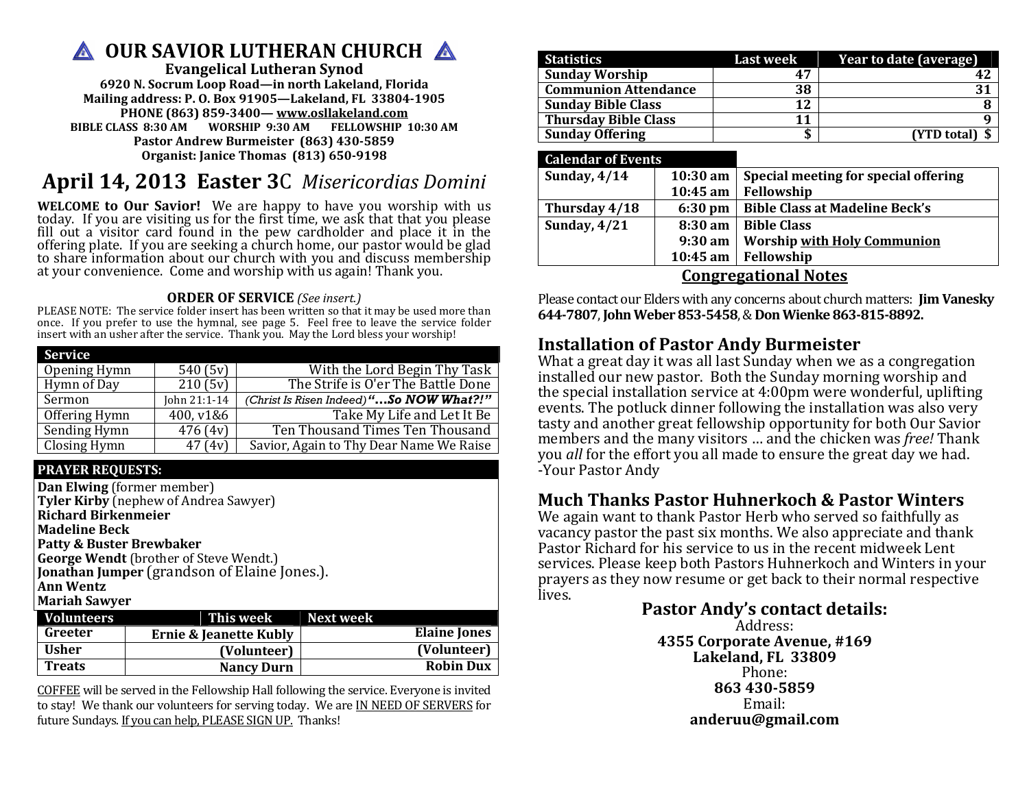# OUR SAVIOR LUTHERAN CHURCH

**Evangelical Lutheran Synod**
**6920 N. Socrum Loop Road—in north Lakeland, Florida**
**Mailing address: P. O. Box 91905—Lakeland, FL 33804-1905**
**PHONE (863) 859-3400— www.osllakeland.com**
**BIBLE CLASS 8:30 AM WORSHIP 9:30 AM FELLOWSHIP 10:30 AM**
**Pastor Andrew Burmeister (863) 430-5859**
**Organist: Janice Thomas (813) 650-9198**

## April 14, 2013 Easter 3C *Misericordias Domini*

**WELCOME to Our Savior!** We are happy to have you worship with us today. If you are visiting us for the first time, we ask that that you please fill out a visitor card found in the pew cardholder and place it in the offering plate. If you are seeking a church home, our pastor would be glad to share information about our church with you and discuss membership at your convenience. Come and worship with us again! Thank you.

**ORDER OF SERVICE** *(See insert.)*

PLEASE NOTE: The service folder insert has been written so that it may be used more than once. If you prefer to use the hymnal, see page 5. Feel free to leave the service folder insert with an usher after the service. Thank you. May the Lord bless your worship!

| Service | | |
|---|---|---|
| Opening Hymn | 540 (5v) | With the Lord Begin Thy Task |
| Hymn of Day | 210 (5v) | The Strife is O'er The Battle Done |
| Sermon | John 21:1-14 | *(Christ Is Risen Indeed)* ***"…So NOW What?!"*** |
| Offering Hymn | 400, v1&6 | Take My Life and Let It Be |
| Sending Hymn | 476 (4v) | Ten Thousand Times Ten Thousand |
| Closing Hymn | 47 (4v) | Savior, Again to Thy Dear Name We Raise |

**PRAYER REQUESTS:**

**Dan Elwing** (former member)
**Tyler Kirby** (nephew of Andrea Sawyer)
**Richard Birkenmeier**
**Madeline Beck**
**Patty & Buster Brewbaker**
**George Wendt** (brother of Steve Wendt.)
**Jonathan Jumper** (grandson of Elaine Jones.).
**Ann Wentz**
**Mariah Sawyer**

| Volunteers | This week | Next week |
|---|---|---|
| **Greeter** | **Ernie & Jeanette Kubly** | **Elaine Jones** |
| **Usher** | **(Volunteer)** | **(Volunteer)** |
| **Treats** | **Nancy Durn** | **Robin Dux** |

COFFEE will be served in the Fellowship Hall following the service. Everyone is invited to stay! We thank our volunteers for serving today. We are IN NEED OF SERVERS for future Sundays. If you can help, PLEASE SIGN UP. Thanks!

| Statistics | Last week | Year to date (average) |
|---|---|---|
| Sunday Worship | 47 | 42 |
| Communion Attendance | 38 | 31 |
| Sunday Bible Class | 12 | 8 |
| Thursday Bible Class | 11 | 9 |
| Sunday Offering | $ | (YTD total) $ |

| Calendar of Events | | |
|---|---|---|
| **Sunday, 4/14** | **10:30 am** | **Special meeting for special offering** |
| | **10:45 am** | **Fellowship** |
| **Thursday 4/18** | **6:30 pm** | **Bible Class at Madeline Beck's** |
| **Sunday, 4/21** | **8:30 am** | **Bible Class** |
| | **9:30 am** | **Worship with Holy Communion** |
| | **10:45 am** | **Fellowship** |

## Congregational Notes

Please contact our Elders with any concerns about church matters: **Jim Vanesky 644-7807**, **John Weber 853-5458**, & **Don Wienke 863-815-8892.**

## Installation of Pastor Andy Burmeister

What a great day it was all last Sunday when we as a congregation installed our new pastor. Both the Sunday morning worship and the special installation service at 4:00pm were wonderful, uplifting events. The potluck dinner following the installation was also very tasty and another great fellowship opportunity for both Our Savior members and the many visitors … and the chicken was *free!* Thank you *all* for the effort you all made to ensure the great day we had.
-Your Pastor Andy

## Much Thanks Pastor Huhnerkoch & Pastor Winters

We again want to thank Pastor Herb who served so faithfully as vacancy pastor the past six months. We also appreciate and thank Pastor Richard for his service to us in the recent midweek Lent services. Please keep both Pastors Huhnerkoch and Winters in your prayers as they now resume or get back to their normal respective lives.

### Pastor Andy's contact details:

Address:
**4355 Corporate Avenue, #169**
**Lakeland, FL 33809**
Phone:
**863 430-5859**
Email:
**anderuu@gmail.com**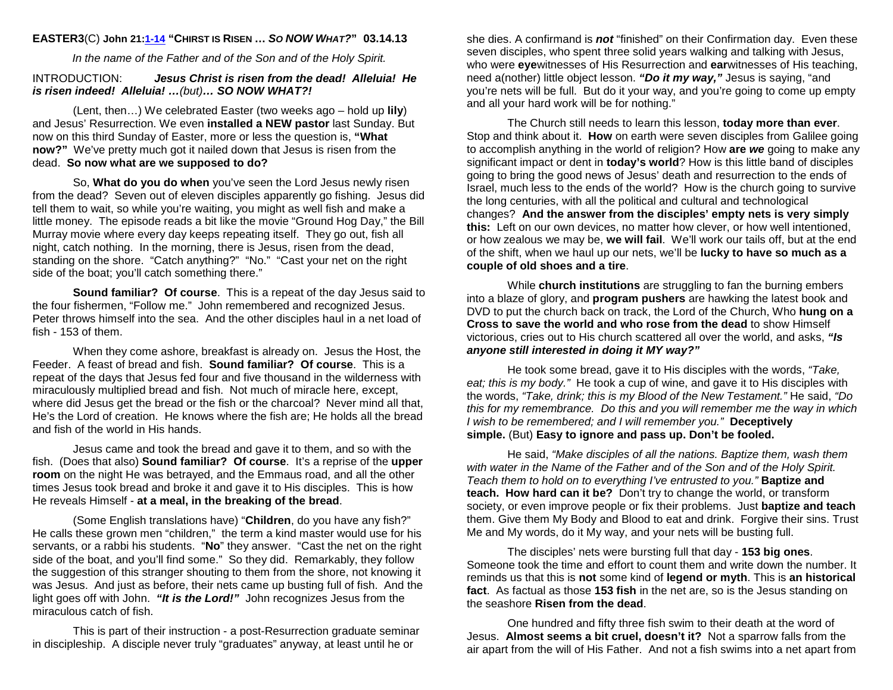**EASTER3**(C) **John 21:1-14 "CHIRST IS RISEN … *SO NOW WHAT?*" 03.14.13**

*In the name of the Father and of the Son and of the Holy Spirit.*

INTRODUCTION: ***Jesus Christ is risen from the dead! Alleluia! He is risen indeed! Alleluia! …****(but)****… SO NOW WHAT?!***

(Lent, then…) We celebrated Easter (two weeks ago – hold up **lily**) and Jesus' Resurrection. We even **installed a NEW pastor** last Sunday. But now on this third Sunday of Easter, more or less the question is, **"What now?"** We've pretty much got it nailed down that Jesus is risen from the dead. **So now what are we supposed to do?**

So, **What do you do when** you've seen the Lord Jesus newly risen from the dead? Seven out of eleven disciples apparently go fishing. Jesus did tell them to wait, so while you're waiting, you might as well fish and make a little money. The episode reads a bit like the movie "Ground Hog Day," the Bill Murray movie where every day keeps repeating itself. They go out, fish all night, catch nothing. In the morning, there is Jesus, risen from the dead, standing on the shore. "Catch anything?" "No." "Cast your net on the right side of the boat; you'll catch something there."

**Sound familiar? Of course**. This is a repeat of the day Jesus said to the four fishermen, "Follow me." John remembered and recognized Jesus. Peter throws himself into the sea. And the other disciples haul in a net load of fish - 153 of them.

When they come ashore, breakfast is already on. Jesus the Host, the Feeder. A feast of bread and fish. **Sound familiar? Of course**. This is a repeat of the days that Jesus fed four and five thousand in the wilderness with miraculously multiplied bread and fish. Not much of miracle here, except, where did Jesus get the bread or the fish or the charcoal? Never mind all that, He's the Lord of creation. He knows where the fish are; He holds all the bread and fish of the world in His hands.

Jesus came and took the bread and gave it to them, and so with the fish. (Does that also) **Sound familiar? Of course**. It's a reprise of the **upper room** on the night He was betrayed, and the Emmaus road, and all the other times Jesus took bread and broke it and gave it to His disciples. This is how He reveals Himself - **at a meal, in the breaking of the bread**.

(Some English translations have) "**Children**, do you have any fish?" He calls these grown men "children," the term a kind master would use for his servants, or a rabbi his students. "**No**" they answer. "Cast the net on the right side of the boat, and you'll find some." So they did. Remarkably, they follow the suggestion of this stranger shouting to them from the shore, not knowing it was Jesus. And just as before, their nets came up busting full of fish. And the light goes off with John. ***"It is the Lord!"*** John recognizes Jesus from the miraculous catch of fish.

This is part of their instruction - a post-Resurrection graduate seminar in discipleship. A disciple never truly "graduates" anyway, at least until he or she dies. A confirmand is ***not*** "finished" on their Confirmation day. Even these seven disciples, who spent three solid years walking and talking with Jesus, who were **eye**witnesses of His Resurrection and **ear**witnesses of His teaching, need a(nother) little object lesson. ***"Do it my way,"*** Jesus is saying, "and you're nets will be full. But do it your way, and you're going to come up empty and all your hard work will be for nothing."

The Church still needs to learn this lesson, **today more than ever**. Stop and think about it. **How** on earth were seven disciples from Galilee going to accomplish anything in the world of religion? How **are *we*** going to make any significant impact or dent in **today's world**? How is this little band of disciples going to bring the good news of Jesus' death and resurrection to the ends of Israel, much less to the ends of the world? How is the church going to survive the long centuries, with all the political and cultural and technological changes? **And the answer from the disciples' empty nets is very simply this:** Left on our own devices, no matter how clever, or how well intentioned, or how zealous we may be, **we will fail**. We'll work our tails off, but at the end of the shift, when we haul up our nets, we'll be **lucky to have so much as a couple of old shoes and a tire**.

While **church institutions** are struggling to fan the burning embers into a blaze of glory, and **program pushers** are hawking the latest book and DVD to put the church back on track, the Lord of the Church, Who **hung on a Cross to save the world and who rose from the dead** to show Himself victorious, cries out to His church scattered all over the world, and asks, ***"Is anyone still interested in doing it MY way?"***

He took some bread, gave it to His disciples with the words, *"Take, eat; this is my body."* He took a cup of wine, and gave it to His disciples with the words, *"Take, drink; this is my Blood of the New Testament."* He said, *"Do this for my remembrance. Do this and you will remember me the way in which I wish to be remembered; and I will remember you."* **Deceptively simple.** (But) **Easy to ignore and pass up. Don't be fooled.**

He said, *"Make disciples of all the nations. Baptize them, wash them with water in the Name of the Father and of the Son and of the Holy Spirit. Teach them to hold on to everything I've entrusted to you."* **Baptize and teach. How hard can it be?** Don't try to change the world, or transform society, or even improve people or fix their problems. Just **baptize and teach** them. Give them My Body and Blood to eat and drink. Forgive their sins. Trust Me and My words, do it My way, and your nets will be busting full.

The disciples' nets were bursting full that day - **153 big ones**. Someone took the time and effort to count them and write down the number. It reminds us that this is **not** some kind of **legend or myth**. This is **an historical fact**. As factual as those **153 fish** in the net are, so is the Jesus standing on the seashore **Risen from the dead**.

One hundred and fifty three fish swim to their death at the word of Jesus. **Almost seems a bit cruel, doesn't it?** Not a sparrow falls from the air apart from the will of His Father. And not a fish swims into a net apart from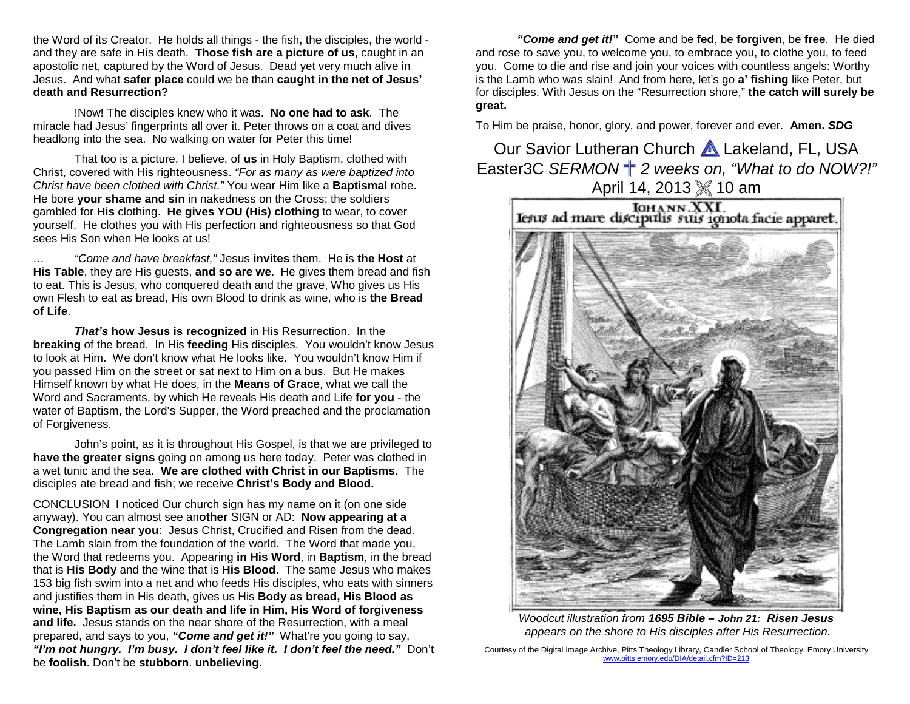the Word of its Creator. He holds all things - the fish, the disciples, the world - and they are safe in His death. **Those fish are a picture of us**, caught in an apostolic net, captured by the Word of Jesus. Dead yet very much alive in Jesus. And what **safer place** could we be than **caught in the net of Jesus' death and Resurrection?**

!Now! The disciples knew who it was. **No one had to ask**. The miracle had Jesus' fingerprints all over it. Peter throws on a coat and dives headlong into the sea. No walking on water for Peter this time!

That too is a picture, I believe, of **us** in Holy Baptism, clothed with Christ, covered with His righteousness. *"For as many as were baptized into Christ have been clothed with Christ."* You wear Him like a **Baptismal** robe. He bore **your shame and sin** in nakedness on the Cross; the soldiers gambled for **His** clothing. **He gives YOU (His) clothing** to wear, to cover yourself. He clothes you with His perfection and righteousness so that God sees His Son when He looks at us!

… *"Come and have breakfast,"* Jesus **invites** them. He is **the Host** at **His Table**, they are His guests, **and so are we**. He gives them bread and fish to eat. This is Jesus, who conquered death and the grave, Who gives us His own Flesh to eat as bread, His own Blood to drink as wine, who is **the Bread of Life**.

***That's*** **how Jesus is recognized** in His Resurrection. In the **breaking** of the bread. In His **feeding** His disciples. You wouldn't know Jesus to look at Him. We don't know what He looks like. You wouldn't know Him if you passed Him on the street or sat next to Him on a bus. But He makes Himself known by what He does, in the **Means of Grace**, what we call the Word and Sacraments, by which He reveals His death and Life **for you** - the water of Baptism, the Lord's Supper, the Word preached and the proclamation of Forgiveness.

John's point, as it is throughout His Gospel, is that we are privileged to **have the greater signs** going on among us here today. Peter was clothed in a wet tunic and the sea. **We are clothed with Christ in our Baptisms.** The disciples ate bread and fish; we receive **Christ's Body and Blood.**

CONCLUSION I noticed Our church sign has my name on it (on one side anyway). You can almost see an**other** SIGN or AD: **Now appearing at a Congregation near you**: Jesus Christ, Crucified and Risen from the dead. The Lamb slain from the foundation of the world. The Word that made you, the Word that redeems you. Appearing **in His Word**, in **Baptism**, in the bread that is **His Body** and the wine that is **His Blood**. The same Jesus who makes 153 big fish swim into a net and who feeds His disciples, who eats with sinners and justifies them in His death, gives us His **Body as bread, His Blood as wine, His Baptism as our death and life in Him, His Word of forgiveness and life.** Jesus stands on the near shore of the Resurrection, with a meal prepared, and says to you, ***"Come and get it!"*** What're you going to say, ***"I'm not hungry. I'm busy. I don't feel like it. I don't feel the need."*** Don't be **foolish**. Don't be **stubborn**. **unbelieving**.

***"Come and get it!"*** Come and be **fed**, be **forgiven**, be **free**. He died and rose to save you, to welcome you, to embrace you, to clothe you, to feed you. Come to die and rise and join your voices with countless angels: Worthy is the Lamb who was slain! And from here, let's go **a' fishing** like Peter, but for disciples. With Jesus on the "Resurrection shore," **the catch will surely be great.**

To Him be praise, honor, glory, and power, forever and ever. **Amen. *SDG***

## Our Savior Lutheran Church Lakeland, FL, USA
## Easter3C *SERMON ╬ 2 weeks on, "What to do NOW?!"*
## April 14, 2013 10 am

IOHANN. XXI.
Iesus ad mare discipulis suis ignota facie apparet.

*Woodcut illustration from **1695 Bible – John 21: Risen Jesus** appears on the shore to His disciples after His Resurrection.*

Courtesy of the Digital Image Archive, Pitts Theology Library, Candler School of Theology, Emory University
www.pitts.emory.edu/DIA/detail.cfm?ID=213